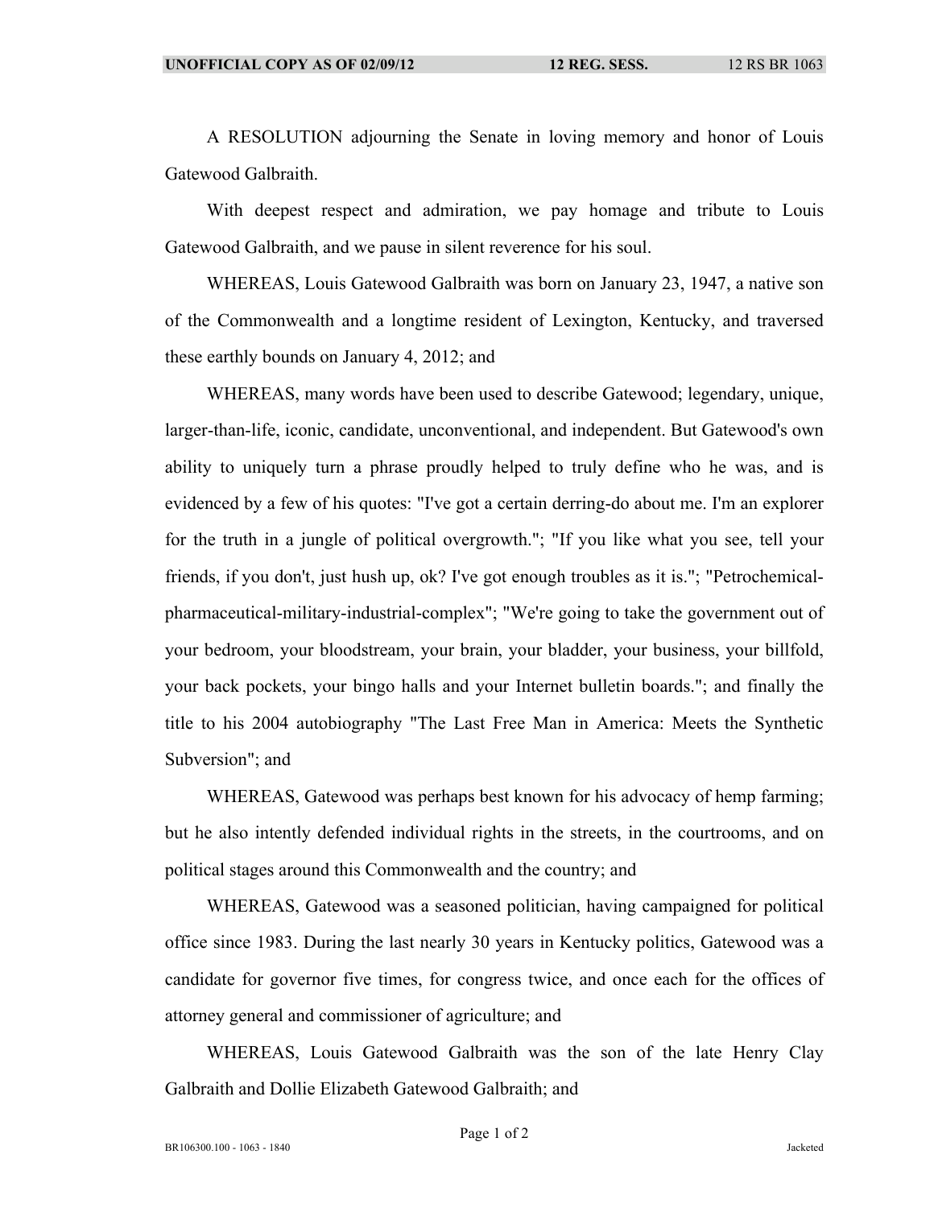A RESOLUTION adjourning the Senate in loving memory and honor of Louis Gatewood Galbraith.

With deepest respect and admiration, we pay homage and tribute to Louis Gatewood Galbraith, and we pause in silent reverence for his soul.

WHEREAS, Louis Gatewood Galbraith was born on January 23, 1947, a native son of the Commonwealth and a longtime resident of Lexington, Kentucky, and traversed these earthly bounds on January 4, 2012; and

WHEREAS, many words have been used to describe Gatewood; legendary, unique, larger-than-life, iconic, candidate, unconventional, and independent. But Gatewood's own ability to uniquely turn a phrase proudly helped to truly define who he was, and is evidenced by a few of his quotes: "I've got a certain derring-do about me. I'm an explorer for the truth in a jungle of political overgrowth."; "If you like what you see, tell your friends, if you don't, just hush up, ok? I've got enough troubles as it is."; "Petrochemical-pharmaceutical-military-industrial-complex"; "We're going to take the government out of your bedroom, your bloodstream, your brain, your bladder, your business, your billfold, your back pockets, your bingo halls and your Internet bulletin boards."; and finally the title to his 2004 autobiography "The Last Free Man in America: Meets the Synthetic Subversion"; and

WHEREAS, Gatewood was perhaps best known for his advocacy of hemp farming; but he also intently defended individual rights in the streets, in the courtrooms, and on political stages around this Commonwealth and the country; and

WHEREAS, Gatewood was a seasoned politician, having campaigned for political office since 1983. During the last nearly 30 years in Kentucky politics, Gatewood was a candidate for governor five times, for congress twice, and once each for the offices of attorney general and commissioner of agriculture; and

WHEREAS, Louis Gatewood Galbraith was the son of the late Henry Clay Galbraith and Dollie Elizabeth Gatewood Galbraith; and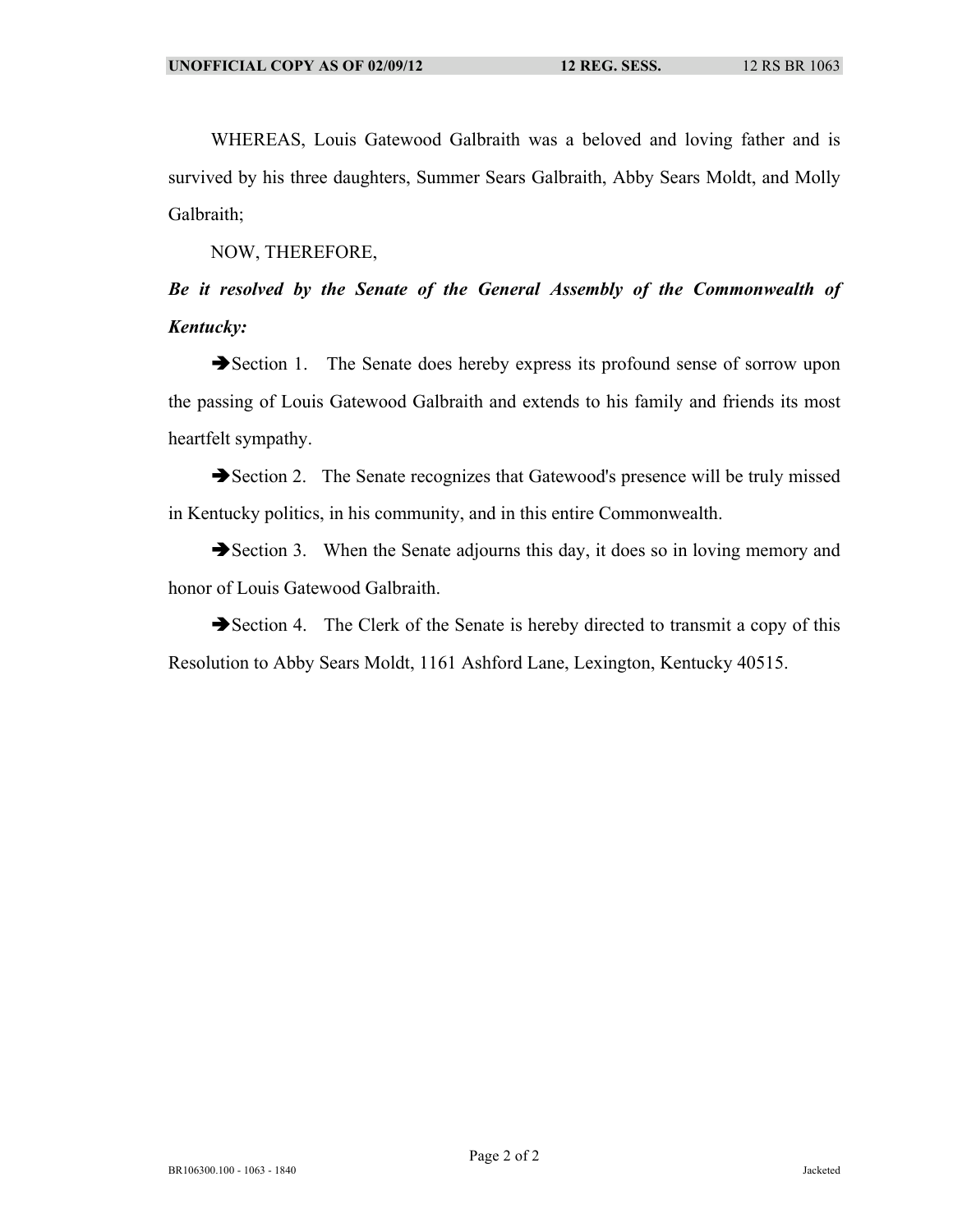WHEREAS, Louis Gatewood Galbraith was a beloved and loving father and is survived by his three daughters, Summer Sears Galbraith, Abby Sears Moldt, and Molly Galbraith;

NOW, THEREFORE,

***Be it resolved by the Senate of the General Assembly of the Commonwealth of Kentucky:***

➔Section 1. The Senate does hereby express its profound sense of sorrow upon the passing of Louis Gatewood Galbraith and extends to his family and friends its most heartfelt sympathy.

➔Section 2. The Senate recognizes that Gatewood's presence will be truly missed in Kentucky politics, in his community, and in this entire Commonwealth.

➔Section 3. When the Senate adjourns this day, it does so in loving memory and honor of Louis Gatewood Galbraith.

➔Section 4. The Clerk of the Senate is hereby directed to transmit a copy of this Resolution to Abby Sears Moldt, 1161 Ashford Lane, Lexington, Kentucky 40515.